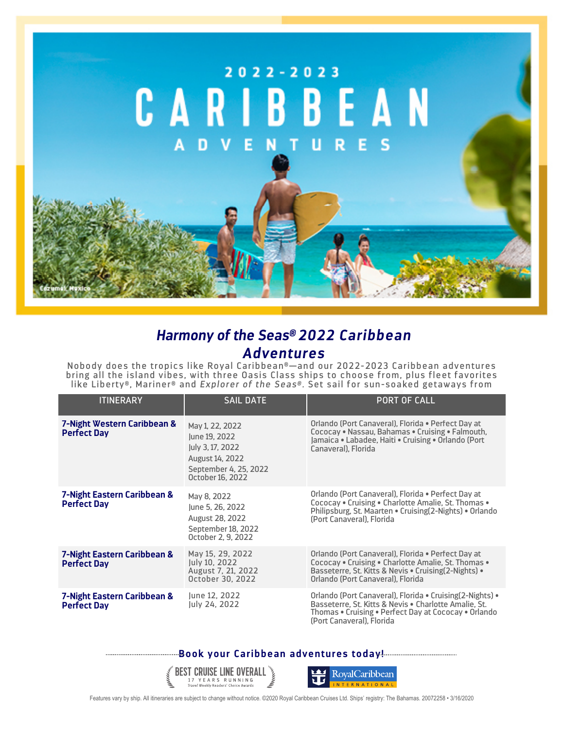2022-2023

# CARIBBEAN

ADVENTURES

Cozumel, Mexico

## *Harmony of the Seas® 2022 Caribbean Adventures*

Nobody does the tropics like Royal Caribbean®—and our 2022-2023 Caribbean adventures bring all the island vibes, with three Oasis Class ships to choose from, plus fleet favorites like Liberty®, Mariner® and *Explorer of the Seas®*. Set sail for sun-soaked getaways from

| ITINERARY | SAIL DATE | PORT OF CALL |
|---|---|---|
| **7-Night Western Caribbean & Perfect Day** | May 1, 22, 2022<br>June 19, 2022<br>July 3, 17, 2022<br>August 14, 2022<br>September 4, 25, 2022<br>October 16, 2022 | Orlando (Port Canaveral), Florida • Perfect Day at Cococay • Nassau, Bahamas • Cruising • Falmouth, Jamaica • Labadee, Haiti • Cruising • Orlando (Port Canaveral), Florida |
| **7-Night Eastern Caribbean & Perfect Day** | May 8, 2022<br>June 5, 26, 2022<br>August 28, 2022<br>September 18, 2022<br>October 2, 9, 2022 | Orlando (Port Canaveral), Florida • Perfect Day at Cococay • Cruising • Charlotte Amalie, St. Thomas • Philipsburg, St. Maarten • Cruising(2-Nights) • Orlando (Port Canaveral), Florida |
| **7-Night Eastern Caribbean & Perfect Day** | May 15, 29, 2022<br>July 10, 2022<br>August 7, 21, 2022<br>October 30, 2022 | Orlando (Port Canaveral), Florida • Perfect Day at Cococay • Cruising • Charlotte Amalie, St. Thomas • Basseterre, St. Kitts & Nevis • Cruising(2-Nights) • Orlando (Port Canaveral), Florida |
| **7-Night Eastern Caribbean & Perfect Day** | June 12, 2022<br>July 24, 2022 | Orlando (Port Canaveral), Florida • Cruising(2-Nights) • Basseterre, St. Kitts & Nevis • Charlotte Amalie, St. Thomas • Cruising • Perfect Day at Cococay • Orlando (Port Canaveral), Florida |

**Book your Caribbean adventures today!**

BEST CRUISE LINE OVERALL — 17 YEARS RUNNING — Travel Weekly Readers' Choice Awards

RoyalCaribbean INTERNATIONAL

Features vary by ship. All itineraries are subject to change without notice. ©2020 Royal Caribbean Cruises Ltd. Ships' registry: The Bahamas. 20072258 • 3/16/2020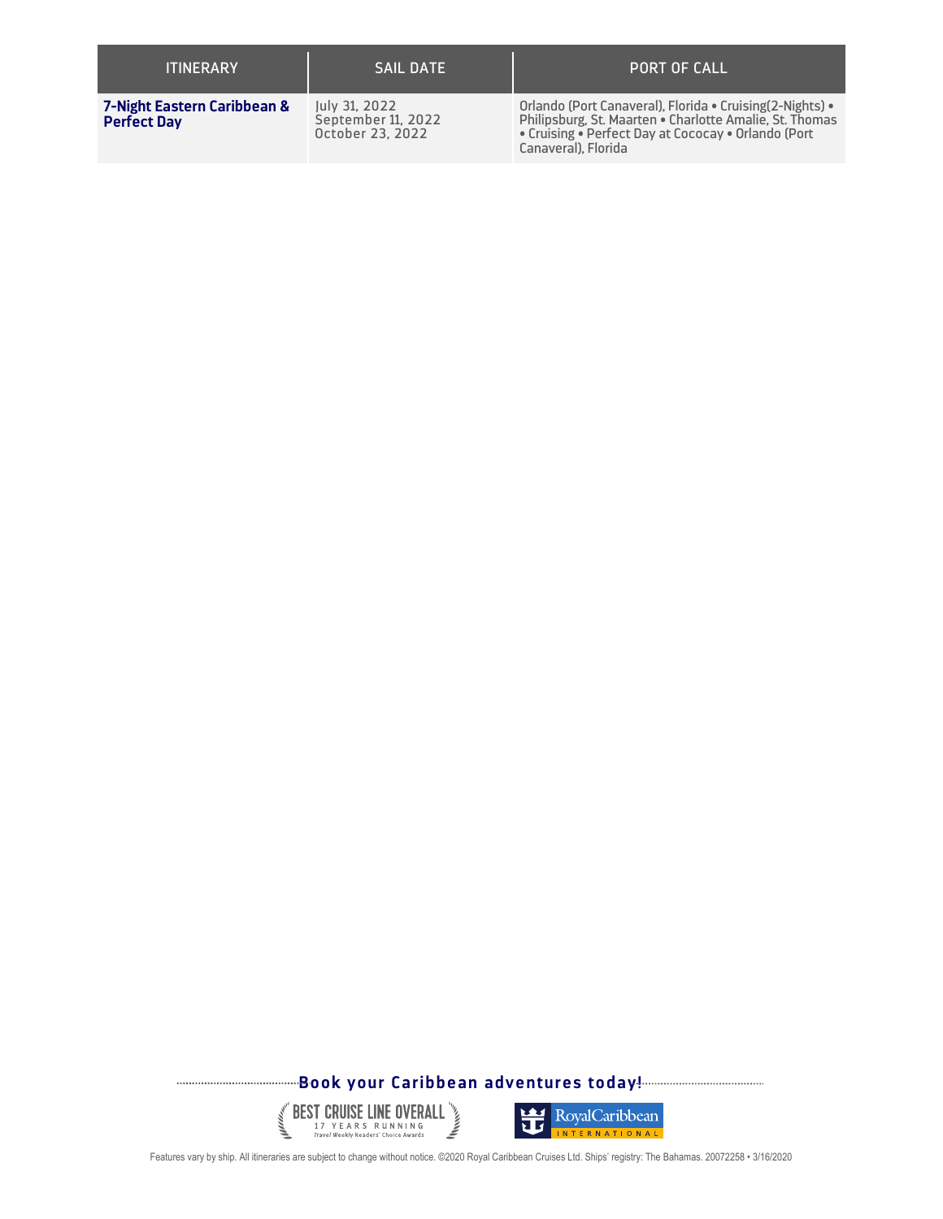| ITINERARY | SAIL DATE | PORT OF CALL |
|---|---|---|
| **7-Night Eastern Caribbean & Perfect Day** | July 31, 2022<br>September 11, 2022<br>October 23, 2022 | Orlando (Port Canaveral), Florida • Cruising(2-Nights) • Philipsburg, St. Maarten • Charlotte Amalie, St. Thomas • Cruising • Perfect Day at Cococay • Orlando (Port Canaveral), Florida |

**Book your Caribbean adventures today!**

BEST CRUISE LINE OVERALL
17 YEARS RUNNING
Travel Weekly Readers' Choice Awards

RoyalCaribbean
INTERNATIONAL

Features vary by ship. All itineraries are subject to change without notice. ©2020 Royal Caribbean Cruises Ltd. Ships' registry: The Bahamas. 20072258 • 3/16/2020